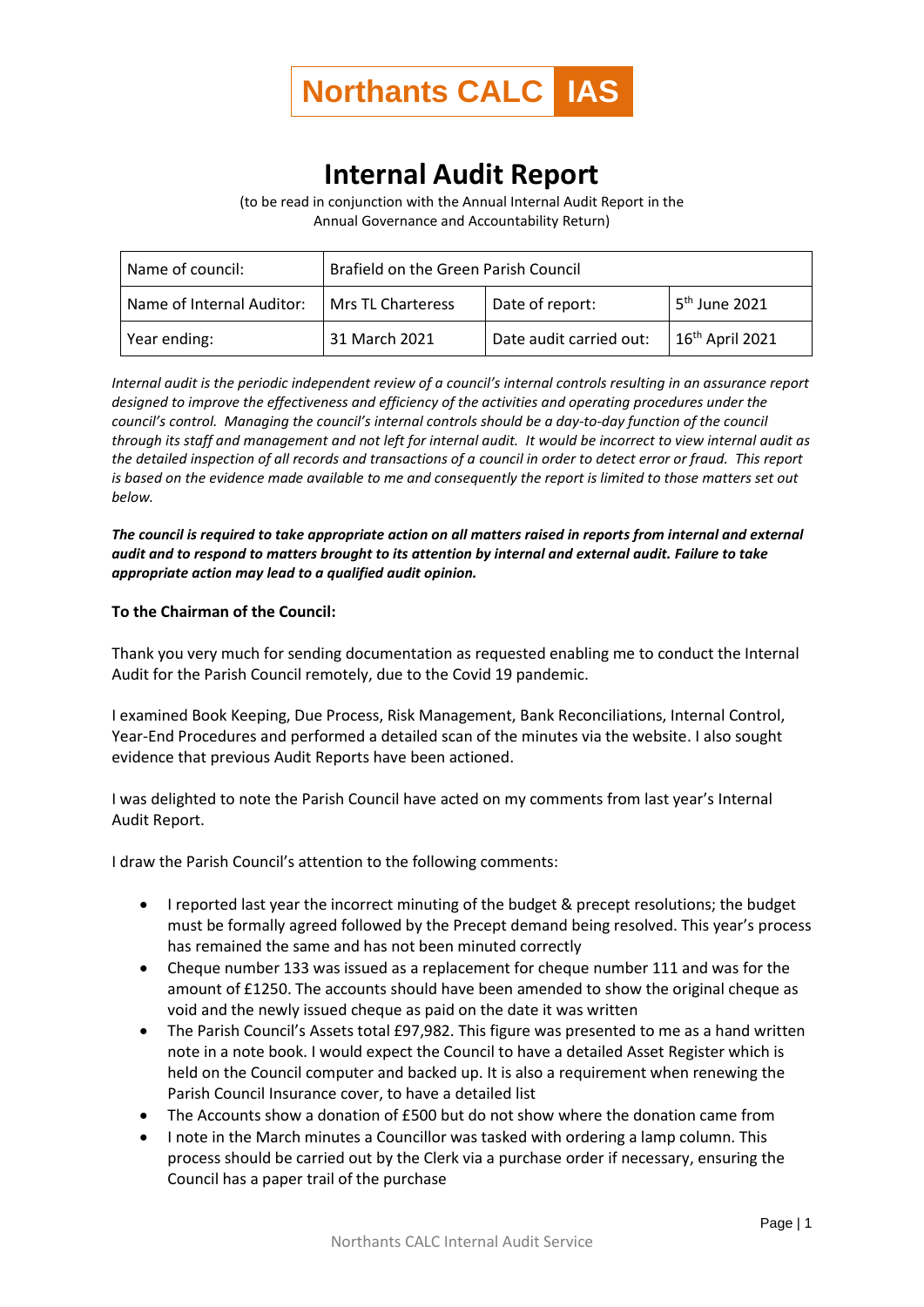**Northants CALC IAS**

# Internal Audit Report

(to be read in conjunction with the Annual Internal Audit Report in the Annual Governance and Accountability Return)

| Name of council: | Brafield on the Green Parish Council | | |
|---|---|---|---|
| Name of Internal Auditor: | Mrs TL Charteress | Date of report: | 5th June 2021 |
| Year ending: | 31 March 2021 | Date audit carried out: | 16th April 2021 |

*Internal audit is the periodic independent review of a council's internal controls resulting in an assurance report designed to improve the effectiveness and efficiency of the activities and operating procedures under the council's control. Managing the council's internal controls should be a day-to-day function of the council through its staff and management and not left for internal audit. It would be incorrect to view internal audit as the detailed inspection of all records and transactions of a council in order to detect error or fraud. This report is based on the evidence made available to me and consequently the report is limited to those matters set out below.*

***The council is required to take appropriate action on all matters raised in reports from internal and external audit and to respond to matters brought to its attention by internal and external audit. Failure to take appropriate action may lead to a qualified audit opinion.***

**To the Chairman of the Council:**

Thank you very much for sending documentation as requested enabling me to conduct the Internal Audit for the Parish Council remotely, due to the Covid 19 pandemic.

I examined Book Keeping, Due Process, Risk Management, Bank Reconciliations, Internal Control, Year-End Procedures and performed a detailed scan of the minutes via the website. I also sought evidence that previous Audit Reports have been actioned.

I was delighted to note the Parish Council have acted on my comments from last year's Internal Audit Report.

I draw the Parish Council's attention to the following comments:

- I reported last year the incorrect minuting of the budget & precept resolutions; the budget must be formally agreed followed by the Precept demand being resolved. This year's process has remained the same and has not been minuted correctly
- Cheque number 133 was issued as a replacement for cheque number 111 and was for the amount of £1250. The accounts should have been amended to show the original cheque as void and the newly issued cheque as paid on the date it was written
- The Parish Council's Assets total £97,982. This figure was presented to me as a hand written note in a note book. I would expect the Council to have a detailed Asset Register which is held on the Council computer and backed up. It is also a requirement when renewing the Parish Council Insurance cover, to have a detailed list
- The Accounts show a donation of £500 but do not show where the donation came from
- I note in the March minutes a Councillor was tasked with ordering a lamp column. This process should be carried out by the Clerk via a purchase order if necessary, ensuring the Council has a paper trail of the purchase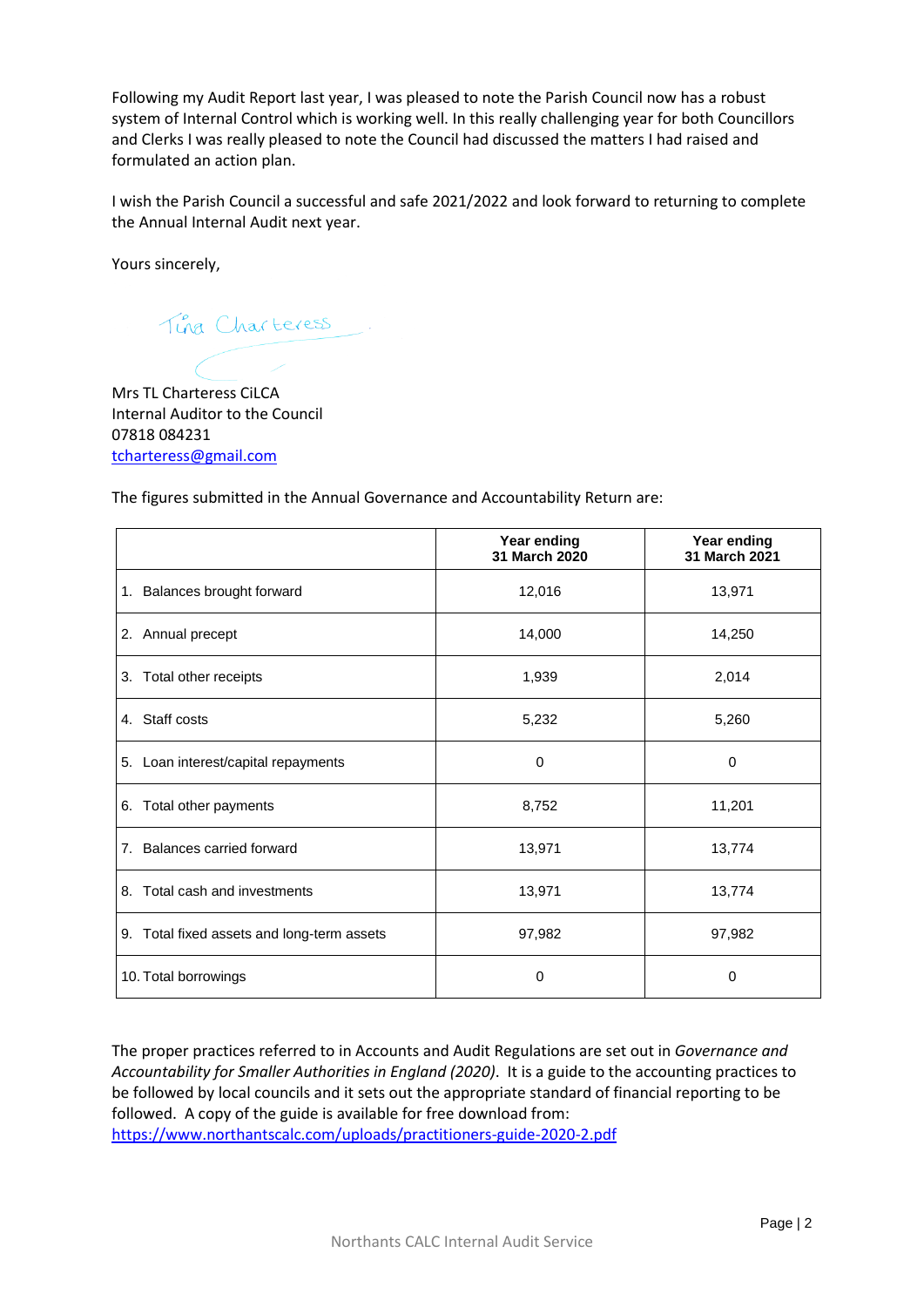Following my Audit Report last year, I was pleased to note the Parish Council now has a robust system of Internal Control which is working well. In this really challenging year for both Councillors and Clerks I was really pleased to note the Council had discussed the matters I had raised and formulated an action plan.

I wish the Parish Council a successful and safe 2021/2022 and look forward to returning to complete the Annual Internal Audit next year.

Yours sincerely,

Tina Charteress

Mrs TL Charteress CiLCA  
Internal Auditor to the Council  
07818 084231  
tcharteress@gmail.com

The figures submitted in the Annual Governance and Accountability Return are:

| | Year ending 31 March 2020 | Year ending 31 March 2021 |
|---|---|---|
| 1. Balances brought forward | 12,016 | 13,971 |
| 2. Annual precept | 14,000 | 14,250 |
| 3. Total other receipts | 1,939 | 2,014 |
| 4. Staff costs | 5,232 | 5,260 |
| 5. Loan interest/capital repayments | 0 | 0 |
| 6. Total other payments | 8,752 | 11,201 |
| 7. Balances carried forward | 13,971 | 13,774 |
| 8. Total cash and investments | 13,971 | 13,774 |
| 9. Total fixed assets and long-term assets | 97,982 | 97,982 |
| 10. Total borrowings | 0 | 0 |

The proper practices referred to in Accounts and Audit Regulations are set out in *Governance and Accountability for Smaller Authorities in England (2020)*. It is a guide to the accounting practices to be followed by local councils and it sets out the appropriate standard of financial reporting to be followed. A copy of the guide is available for free download from: https://www.northantscalc.com/uploads/practitioners-guide-2020-2.pdf